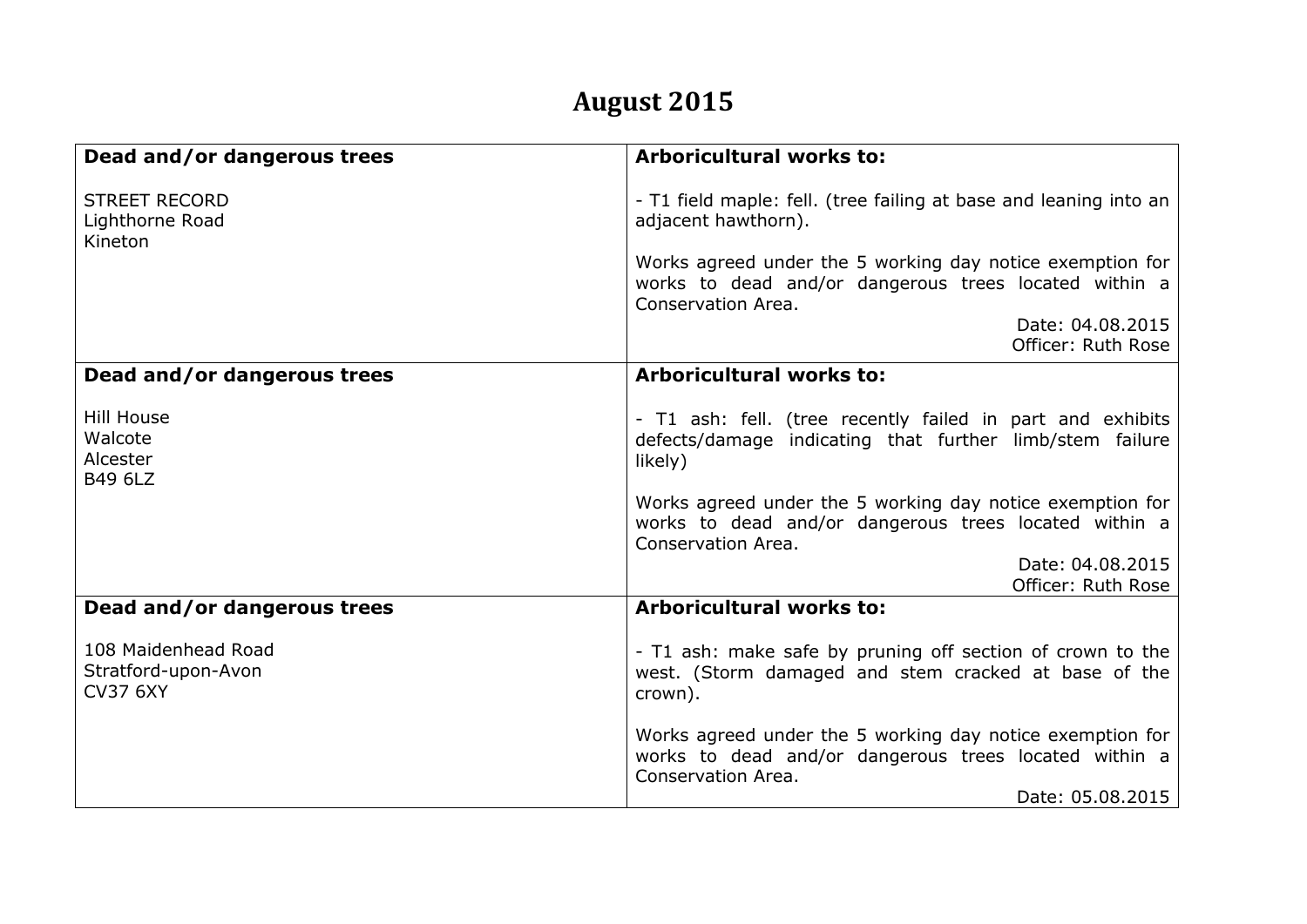# August 2015

| Dead and/or dangerous trees | Arboricultural works to: |
|---|---|
| STREET RECORD<br>Lighthorne Road<br>Kineton | - T1 field maple: fell. (tree failing at base and leaning into an adjacent hawthorn).<br><br>Works agreed under the 5 working day notice exemption for works to dead and/or dangerous trees located within a Conservation Area.<br>Date: 04.08.2015<br>Officer: Ruth Rose |
| **Dead and/or dangerous trees** | **Arboricultural works to:** |
| Hill House<br>Walcote<br>Alcester<br>B49 6LZ | - T1 ash: fell. (tree recently failed in part and exhibits defects/damage indicating that further limb/stem failure likely)<br><br>Works agreed under the 5 working day notice exemption for works to dead and/or dangerous trees located within a Conservation Area.<br>Date: 04.08.2015<br>Officer: Ruth Rose |
| **Dead and/or dangerous trees** | **Arboricultural works to:** |
| 108 Maidenhead Road<br>Stratford-upon-Avon<br>CV37 6XY | - T1 ash: make safe by pruning off section of crown to the west. (Storm damaged and stem cracked at base of the crown).<br><br>Works agreed under the 5 working day notice exemption for works to dead and/or dangerous trees located within a Conservation Area.<br>Date: 05.08.2015 |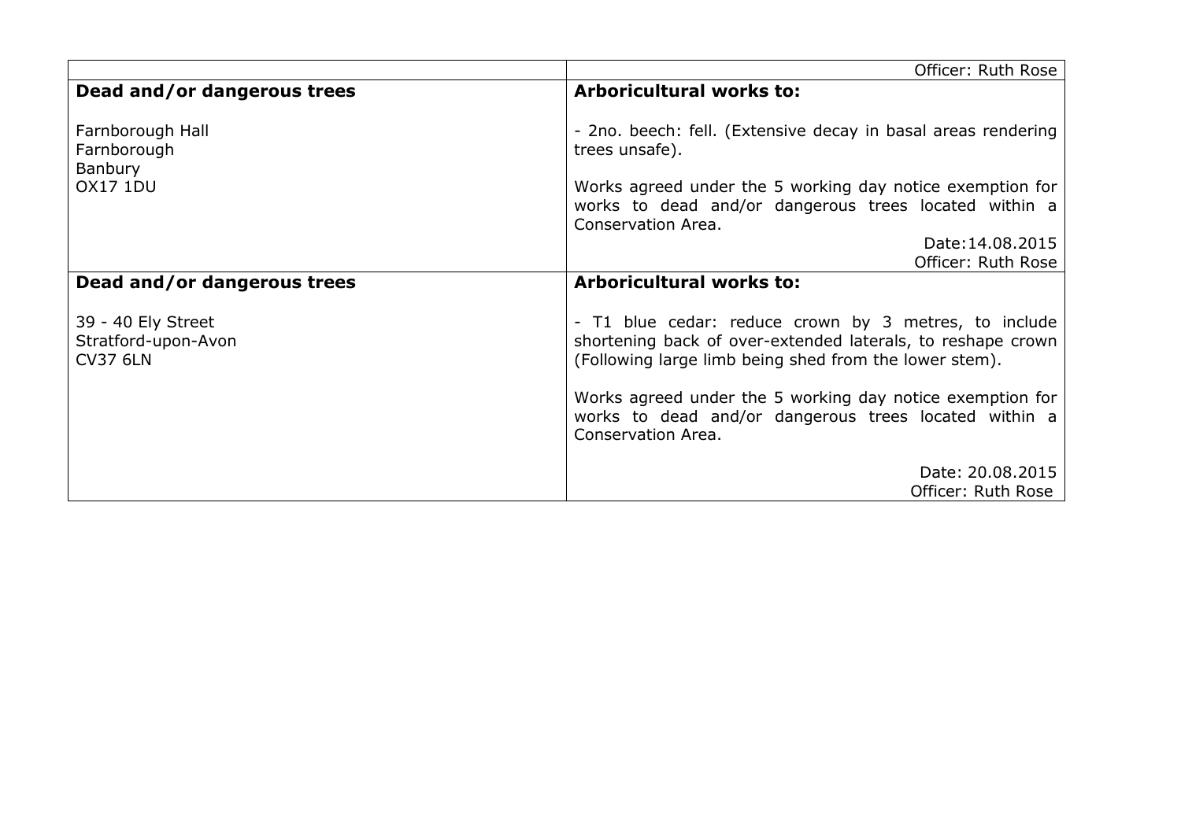| | |
|---|---|
| | Officer: Ruth Rose |
| **Dead and/or dangerous trees**<br><br>Farnborough Hall<br>Farnborough<br>Banbury<br>OX17 1DU | **Arboricultural works to:**<br><br>- 2no. beech: fell. (Extensive decay in basal areas rendering trees unsafe).<br><br>Works agreed under the 5 working day notice exemption for works to dead and/or dangerous trees located within a Conservation Area.<br><br>Date:14.08.2015<br>Officer: Ruth Rose |
| **Dead and/or dangerous trees**<br><br>39 - 40 Ely Street<br>Stratford-upon-Avon<br>CV37 6LN | **Arboricultural works to:**<br><br>- T1 blue cedar: reduce crown by 3 metres, to include shortening back of over-extended laterals, to reshape crown (Following large limb being shed from the lower stem).<br><br>Works agreed under the 5 working day notice exemption for works to dead and/or dangerous trees located within a Conservation Area.<br><br>Date: 20.08.2015<br>Officer: Ruth Rose |